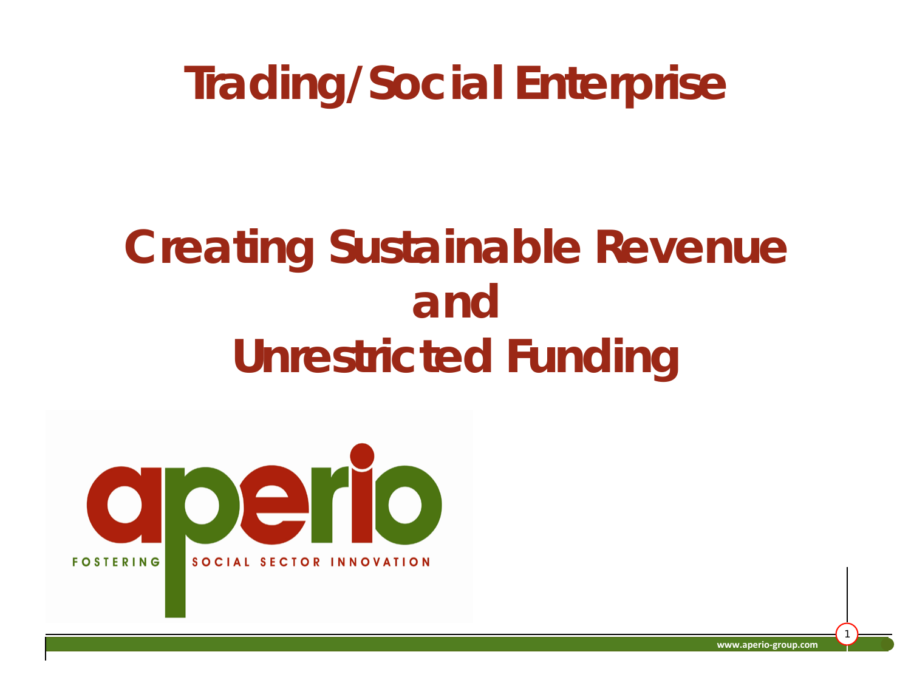# Trading/Social Enterprise

## Creating Sustainable Revenue and Unrestricted Funding

aperio

FOSTERING SOCIAL SECTOR INNOVATION

www.aperio-group.com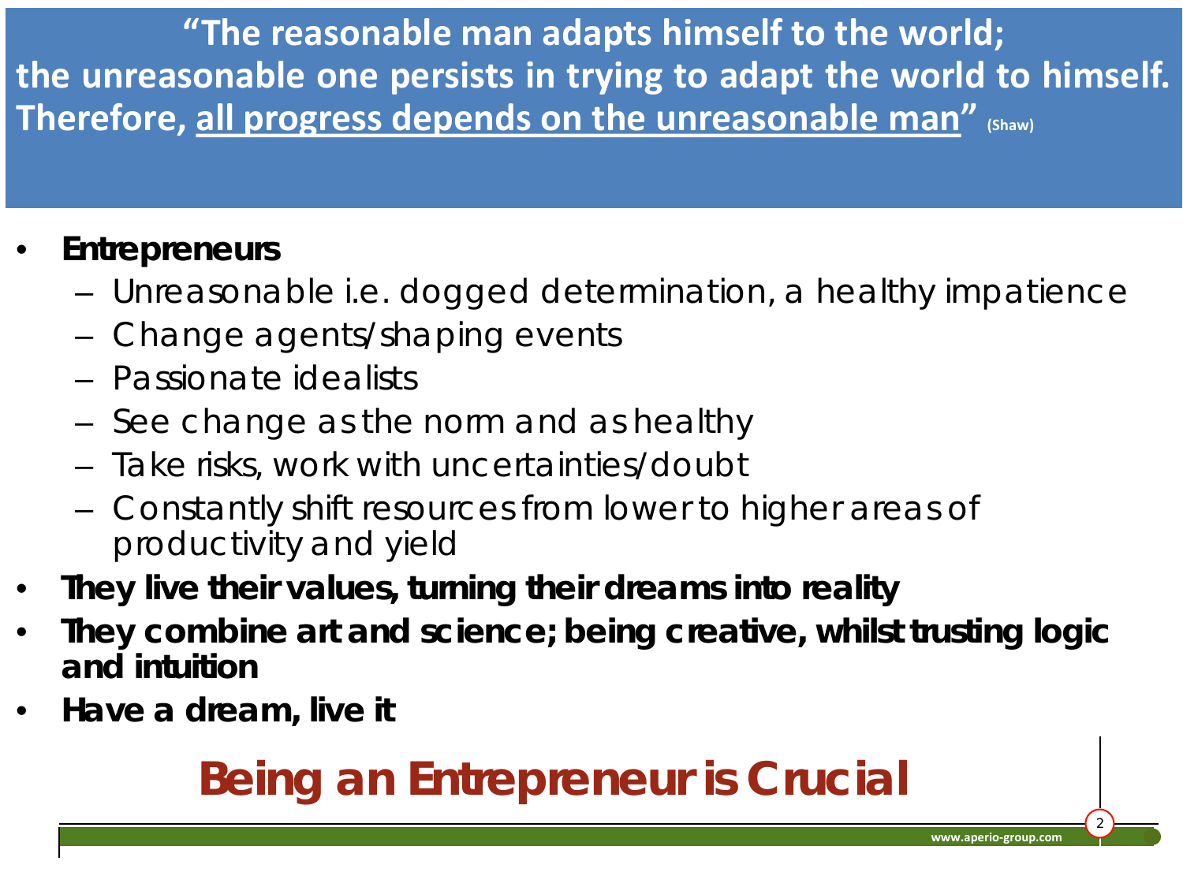**"The reasonable man adapts himself to the world; the unreasonable one persists in trying to adapt the world to himself. Therefore, all progress depends on the unreasonable man"** (Shaw)

- **Entrepreneurs**
  - Unreasonable i.e. dogged determination, a healthy impatience
  - Change agents/shaping events
  - Passionate idealists
  - See change as the norm and as healthy
  - Take risks, work with uncertainties/doubt
  - Constantly shift resources from lower to higher areas of productivity and yield
- **They live their values, turning their dreams into reality**
- **They combine art and science; being creative, whilst trusting logic and intuition**
- **Have a dream, live it**

## Being an Entrepreneur is Crucial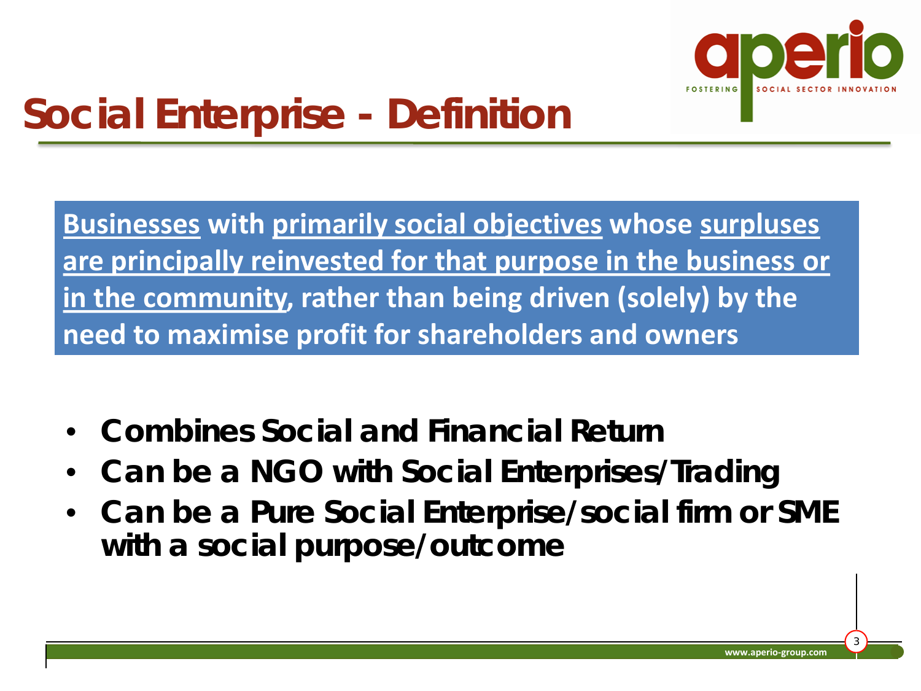# Social Enterprise - Definition

<u>Businesses</u> with <u>primarily social objectives</u> whose <u>surpluses are principally reinvested for that purpose in the business or in the community</u>, rather than being driven (solely) by the need to maximise profit for shareholders and owners

- **Combines Social and Financial Return**
- **Can be a NGO with Social Enterprises/Trading**
- **Can be a Pure Social Enterprise/social firm or SME with a social purpose/outcome**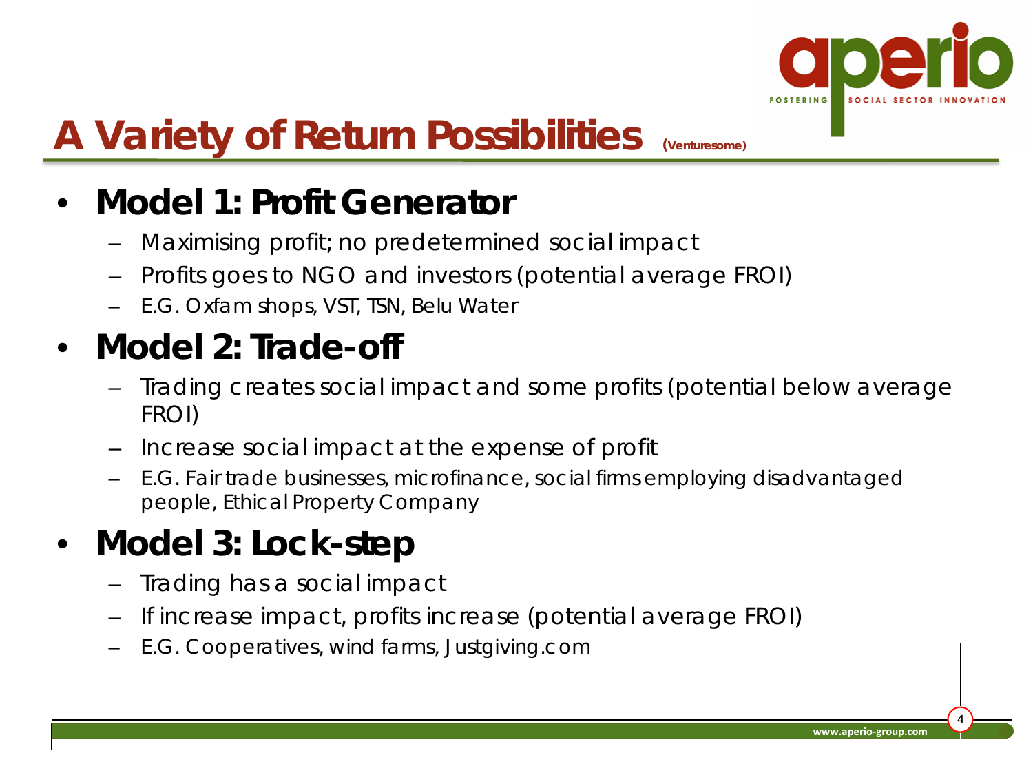# A Variety of Return Possibilities (Venturesome)

- **Model 1: Profit Generator**
  - Maximising profit; no predetermined social impact
  - Profits goes to NGO and investors (potential average FROI)
  - E.G. Oxfam shops, VST, TSN, Belu Water
- **Model 2: Trade-off**
  - Trading creates social impact and some profits (potential below average FROI)
  - Increase social impact at the expense of profit
  - E.G. Fair trade businesses, microfinance, social firms employing disadvantaged people, Ethical Property Company
- **Model 3: Lock-step**
  - Trading has a social impact
  - If increase impact, profits increase (potential average FROI)
  - E.G. Cooperatives, wind farms, Justgiving.com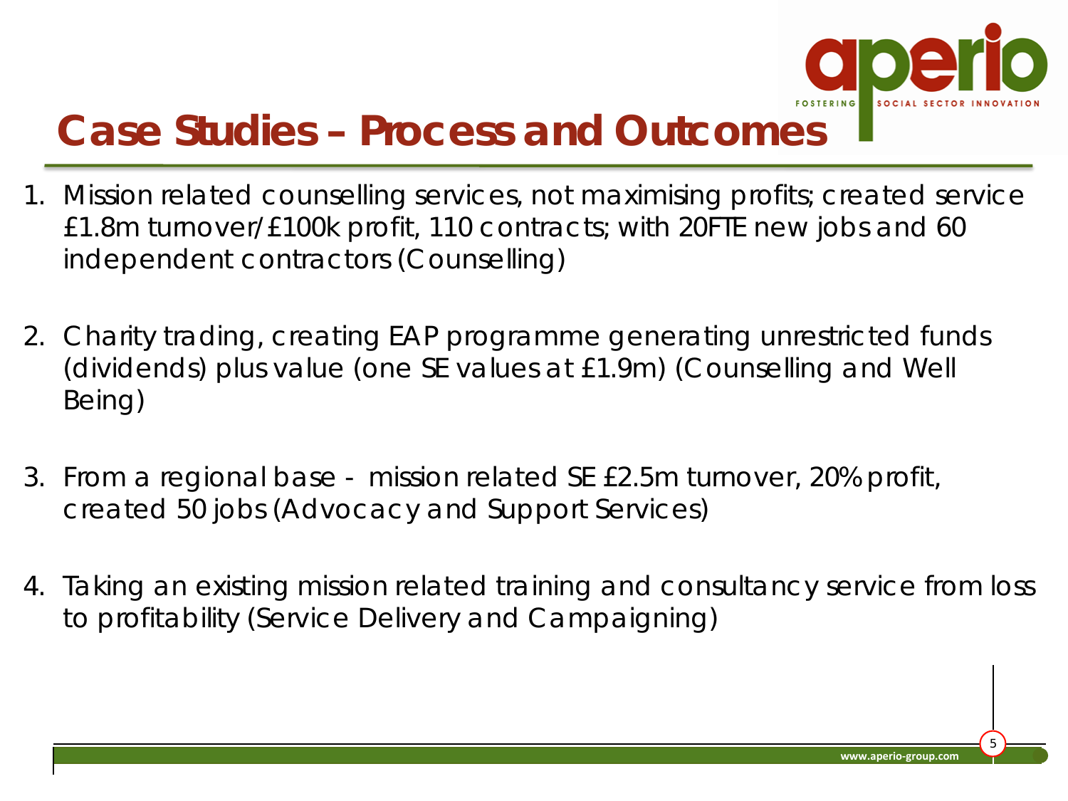# Case Studies – Process and Outcomes

1. Mission related counselling services, not maximising profits; created service £1.8m turnover/£100k profit, 110 contracts; with 20FTE new jobs and 60 independent contractors (Counselling)

2. Charity trading, creating EAP programme generating unrestricted funds (dividends) plus value (one SE values at £1.9m) (Counselling and Well Being)

3. From a regional base - mission related SE £2.5m turnover, 20% profit, created 50 jobs (Advocacy and Support Services)

4. Taking an existing mission related training and consultancy service from loss to profitability (Service Delivery and Campaigning)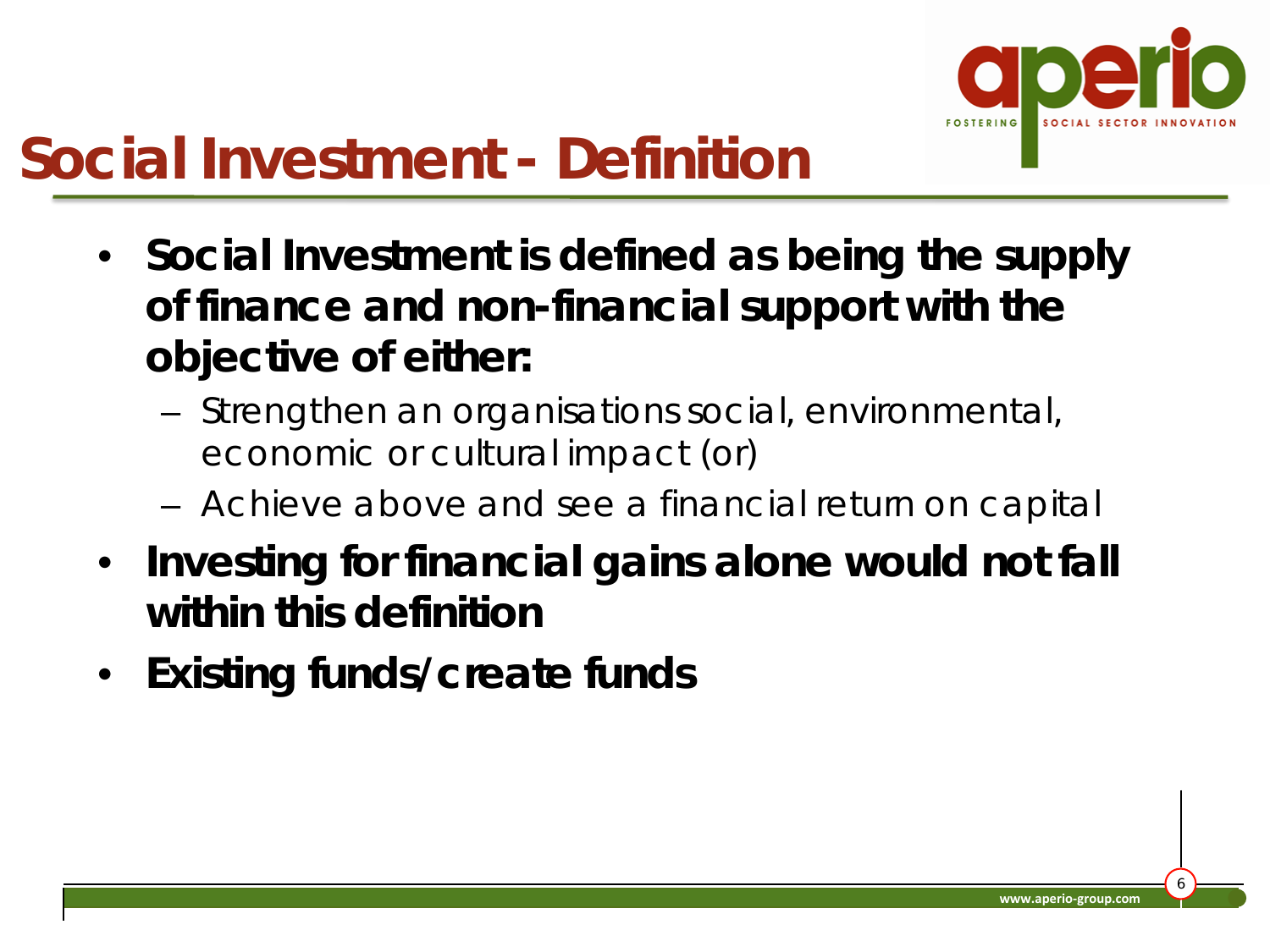# Social Investment - Definition

- **Social Investment is defined as being the supply of finance and non-financial support with the objective of either:**
  - Strengthen an organisations social, environmental, economic or cultural impact (or)
  - Achieve above and see a financial return on capital
- **Investing for financial gains alone would not fall within this definition**
- **Existing funds/create funds**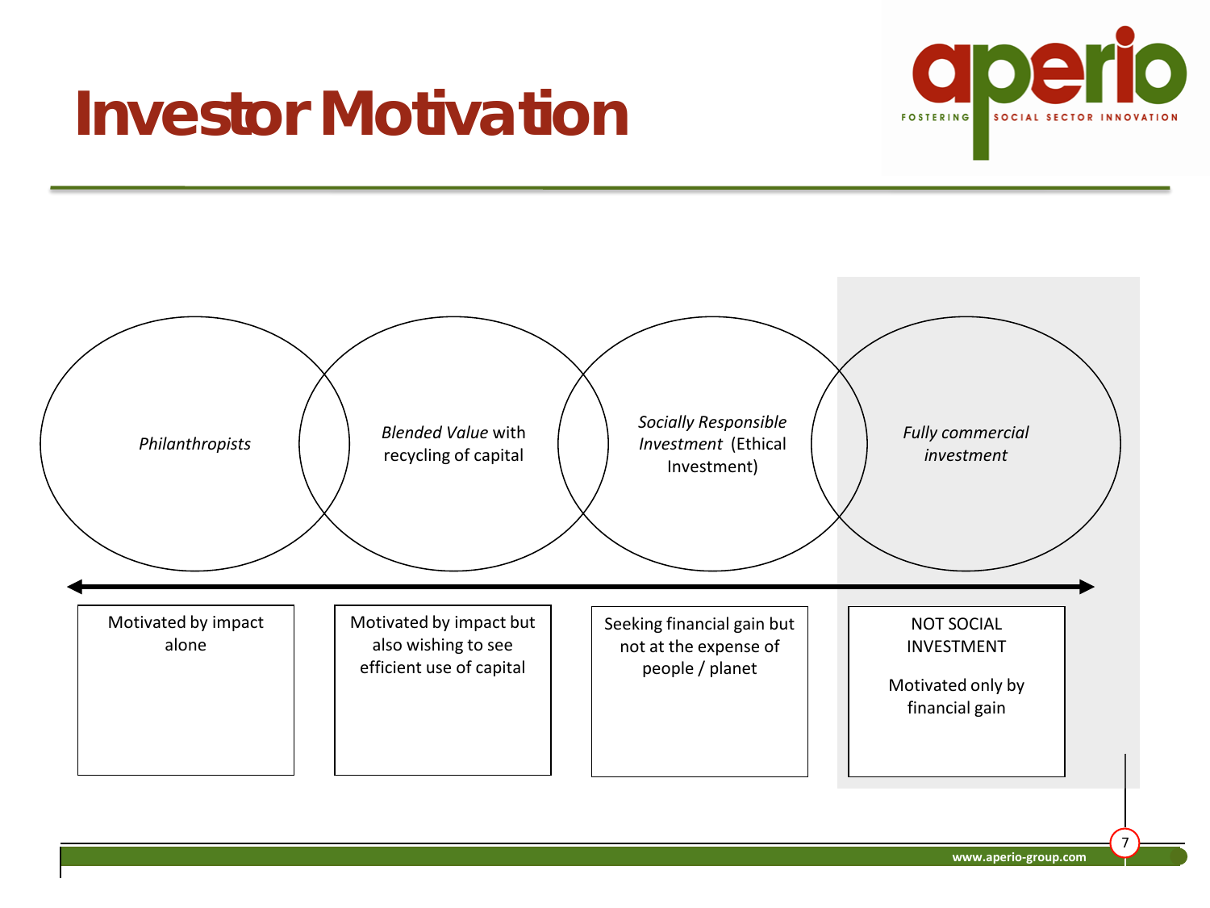# Investor Motivation

| *Philanthropists* | *Blended Value* with recycling of capital | *Socially Responsible Investment* (Ethical Investment) | *Fully commercial investment* |
|---|---|---|---|
| Motivated by impact alone | Motivated by impact but also wishing to see efficient use of capital | Seeking financial gain but not at the expense of people / planet | NOT SOCIAL INVESTMENT<br><br>Motivated only by financial gain |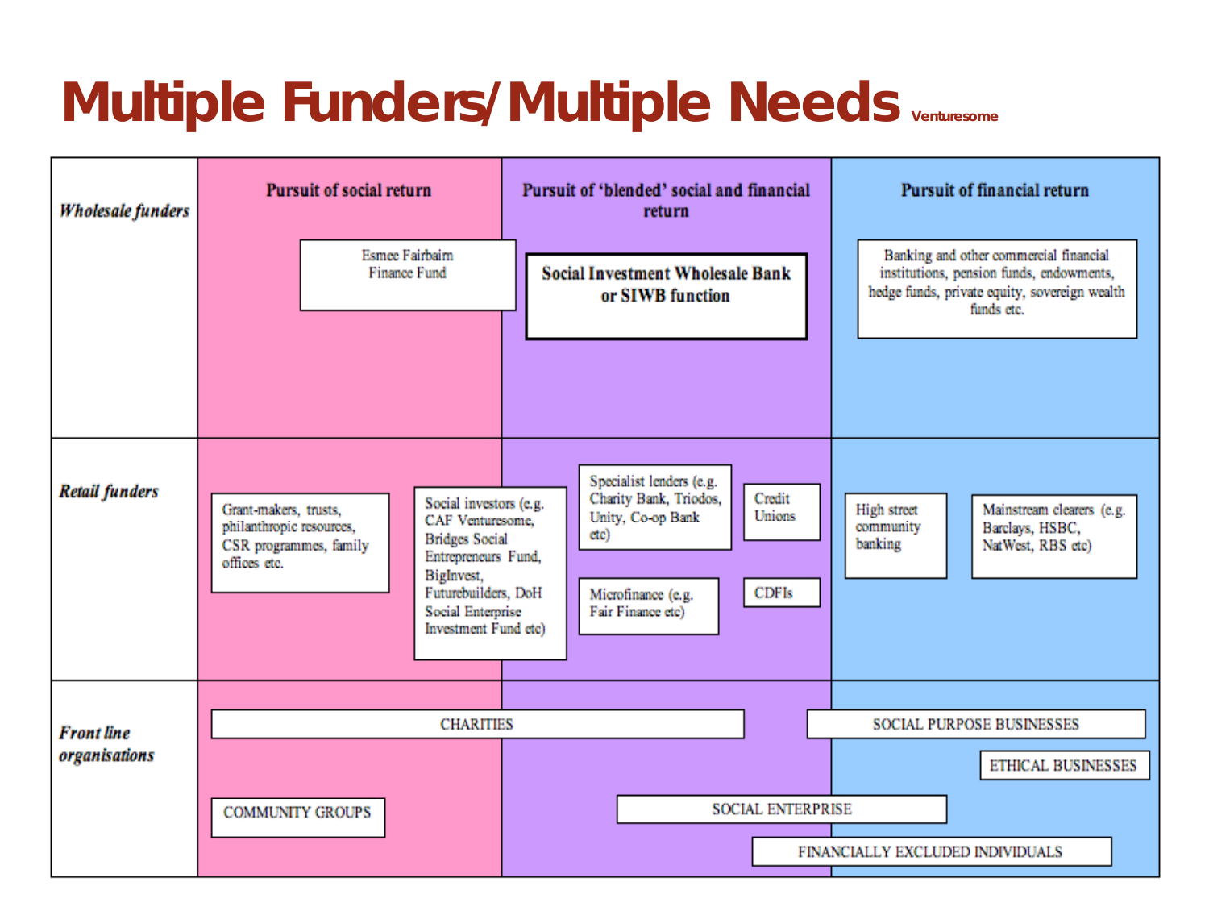# Multiple Funders/Multiple Needs

Venturesome

| | Pursuit of social return | Pursuit of 'blended' social and financial return | Pursuit of financial return |
|---|---|---|---|
| ***Wholesale funders*** | Esmee Fairbairn Finance Fund | **Social Investment Wholesale Bank or SIWB function** | Banking and other commercial financial institutions, pension funds, endowments, hedge funds, private equity, sovereign wealth funds etc. |
| ***Retail funders*** | Grant-makers, trusts, philanthropic resources, CSR programmes, family offices etc.<br>Social investors (e.g. CAF Venturesome, Bridges Social Entrepreneurs Fund, BigInvest, Futurebuilders, DoH Social Enterprise Investment Fund etc) | Specialist lenders (e.g. Charity Bank, Triodos, Unity, Co-op Bank etc)<br>Credit Unions<br>Microfinance (e.g. Fair Finance etc)<br>CDFIs | High street community banking<br>Mainstream clearers (e.g. Barclays, HSBC, NatWest, RBS etc) |
| ***Front line organisations*** | CHARITIES<br>COMMUNITY GROUPS | CHARITIES<br>SOCIAL ENTERPRISE<br>FINANCIALLY EXCLUDED INDIVIDUALS | SOCIAL PURPOSE BUSINESSES<br>ETHICAL BUSINESSES<br>SOCIAL ENTERPRISE<br>FINANCIALLY EXCLUDED INDIVIDUALS |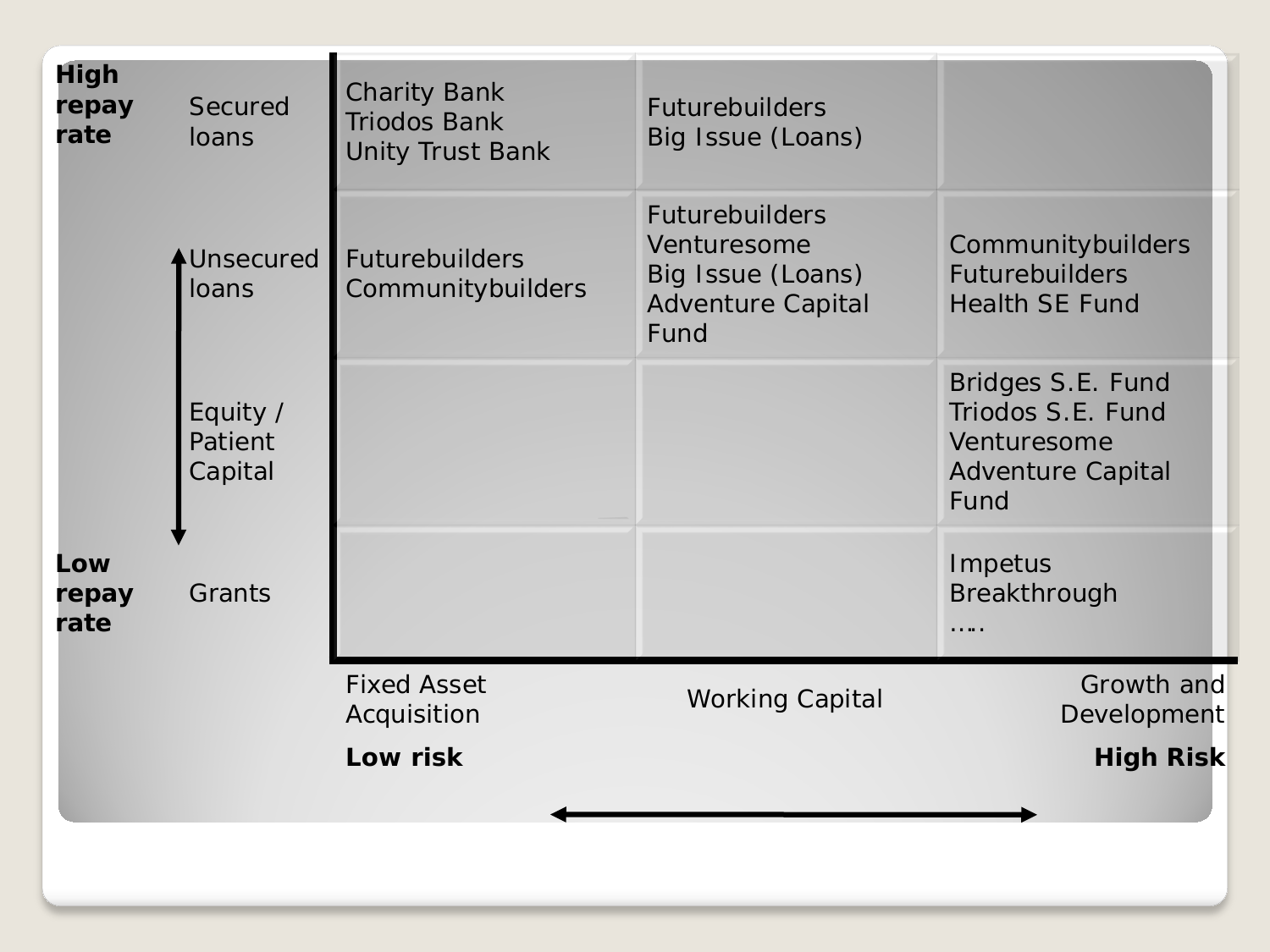| | | Fixed Asset Acquisition | Working Capital | Growth and Development |
|---|---|---|---|---|
| **High repay rate** | Secured loans | Charity Bank<br>Triodos Bank<br>Unity Trust Bank | Futurebuilders<br>Big Issue (Loans) | |
| | Unsecured loans | Futurebuilders<br>Communitybuilders | Futurebuilders<br>Venturesome<br>Big Issue (Loans)<br>Adventure Capital Fund | Communitybuilders<br>Futurebuilders<br>Health SE Fund |
| | Equity / Patient Capital | | | Bridges S.E. Fund<br>Triodos S.E. Fund<br>Venturesome<br>Adventure Capital Fund |
| **Low repay rate** | Grants | | | Impetus<br>Breakthrough<br>….. |

**Low risk** ⟷ **High Risk**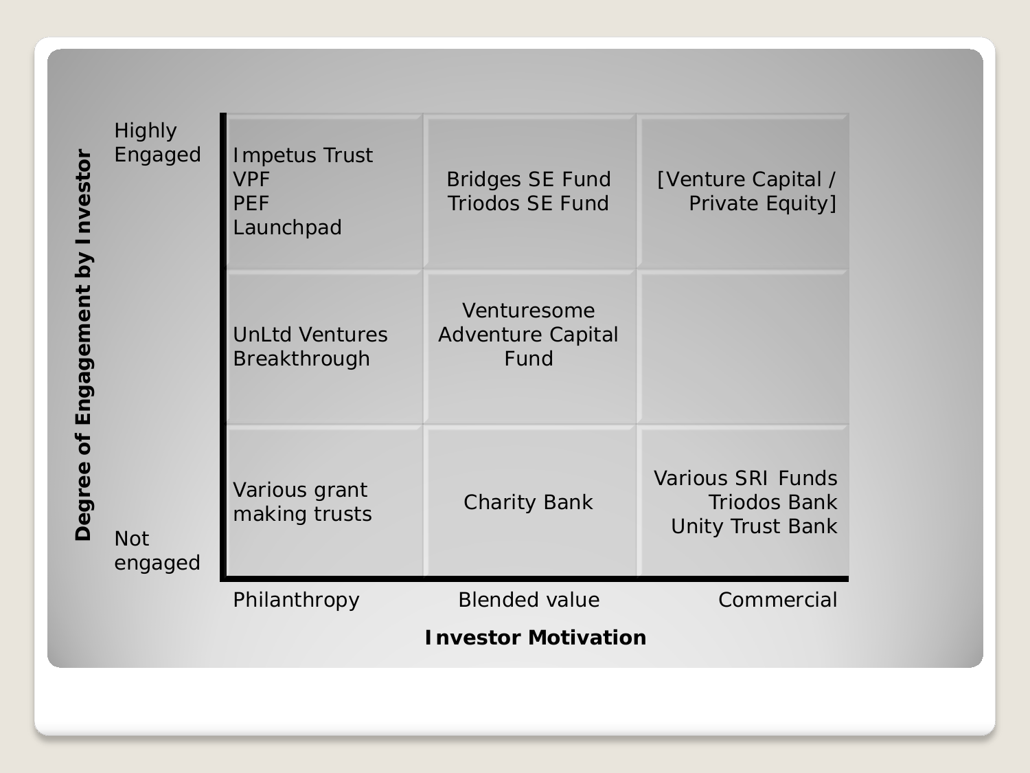| Degree of Engagement by Investor | Philanthropy | Blended value | Commercial |
|---|---|---|---|
| Highly Engaged | Impetus Trust<br>VPF<br>PEF<br>Launchpad | Bridges SE Fund<br>Triodos SE Fund | [Venture Capital / Private Equity] |
| | UnLtd Ventures<br>Breakthrough | Venturesome<br>Adventure Capital Fund | |
| Not engaged | Various grant making trusts | Charity Bank | Various SRI Funds<br>Triodos Bank<br>Unity Trust Bank |

**Investor Motivation**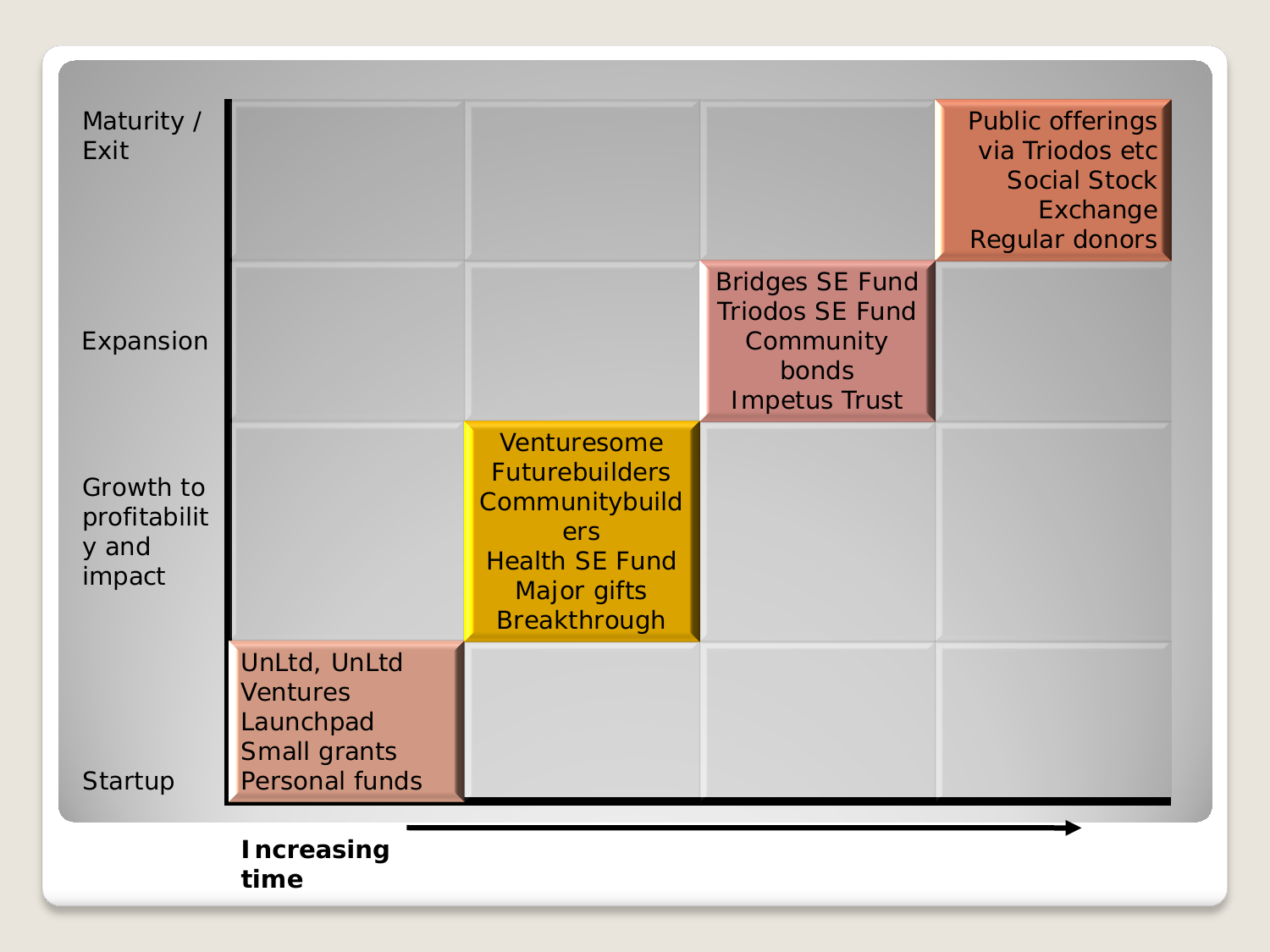| | | | | |
|---|---|---|---|---|
| Maturity / Exit | | | | Public offerings via Triodos etc Social Stock Exchange Regular donors |
| Expansion | | | Bridges SE Fund Triodos SE Fund Community bonds Impetus Trust | |
| Growth to profitability and impact | | Venturesome Futurebuilders Communitybuilders Health SE Fund Major gifts Breakthrough | | |
| Startup | UnLtd, UnLtd Ventures Launchpad Small grants Personal funds | | | |

**Increasing time** →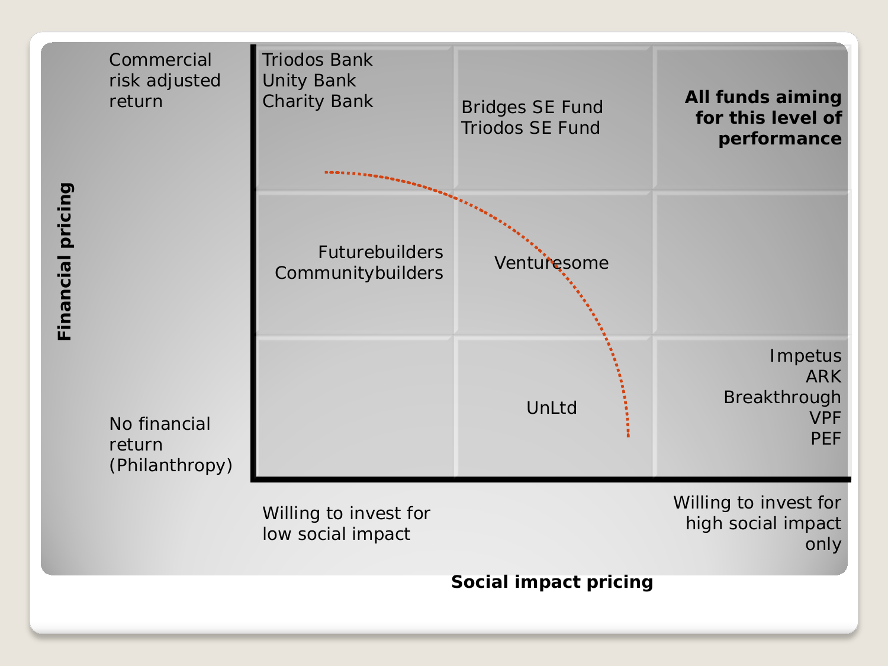| **Financial pricing** | Willing to invest for low social impact | | Willing to invest for high social impact only |
|---|---|---|---|
| Commercial risk adjusted return | Triodos Bank<br>Unity Bank<br>Charity Bank | Bridges SE Fund<br>Triodos SE Fund | **All funds aiming for this level of performance** |
| | Futurebuilders<br>Communitybuilders | Venturesome | |
| No financial return (Philanthropy) | | UnLtd | Impetus<br>ARK<br>Breakthrough<br>VPF<br>PEF |

**Social impact pricing**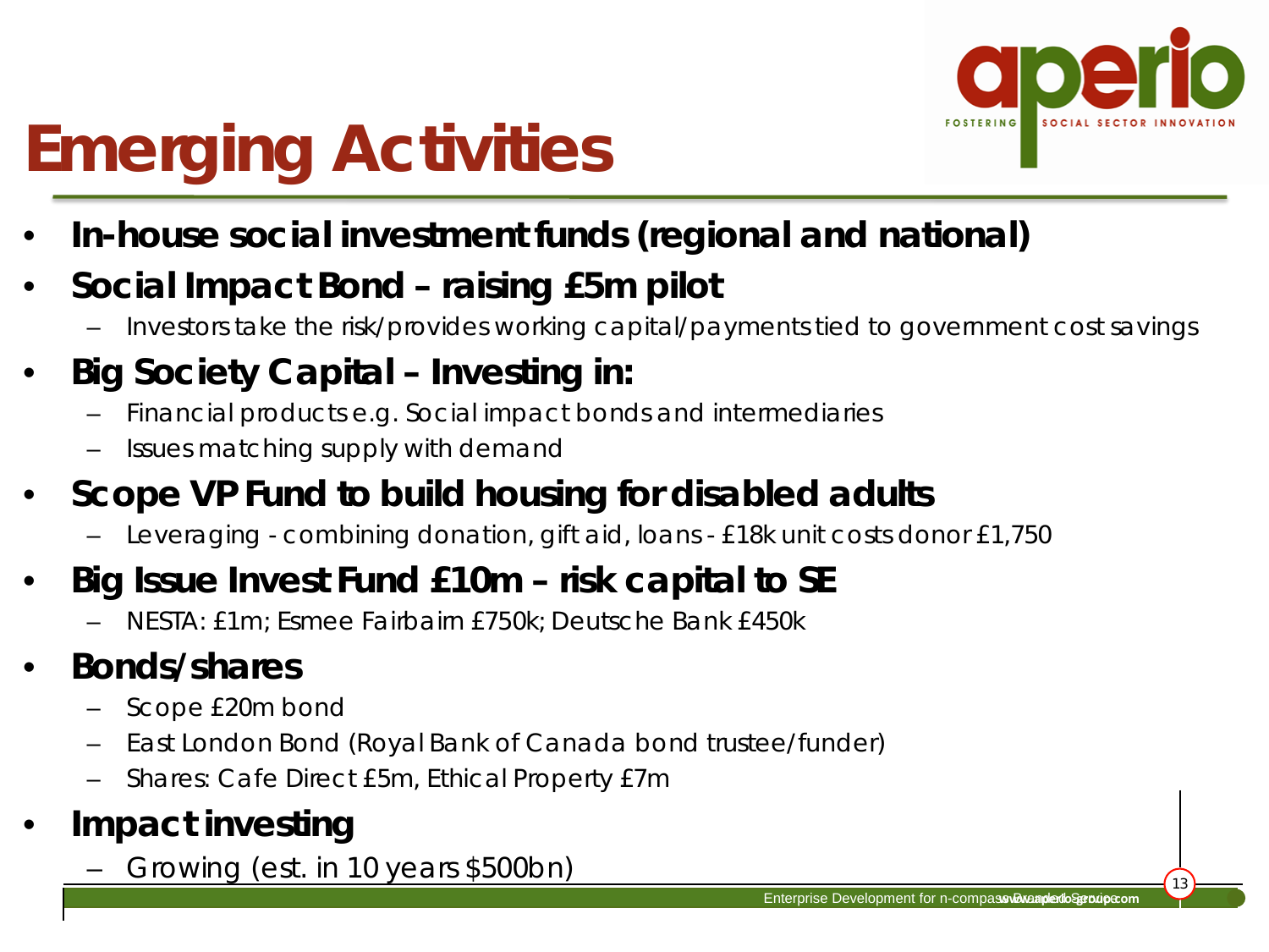# Emerging Activities

- **In-house social investment funds (regional and national)**
- **Social Impact Bond – raising £5m pilot**
  - Investors take the risk/provides working capital/payments tied to government cost savings
- **Big Society Capital – Investing in:**
  - Financial products e.g. Social impact bonds and intermediaries
  - Issues matching supply with demand
- **Scope VP Fund to build housing for disabled adults**
  - Leveraging - combining donation, gift aid, loans - £18k unit costs donor £1,750
- **Big Issue Invest Fund £10m – risk capital to SE**
  - NESTA: £1m; Esmee Fairbairn £750k; Deutsche Bank £450k
- **Bonds/shares**
  - Scope £20m bond
  - East London Bond (Royal Bank of Canada bond trustee/funder)
  - Shares: Cafe Direct £5m, Ethical Property £7m
- **Impact investing**
  - Growing (est. in 10 years $500bn)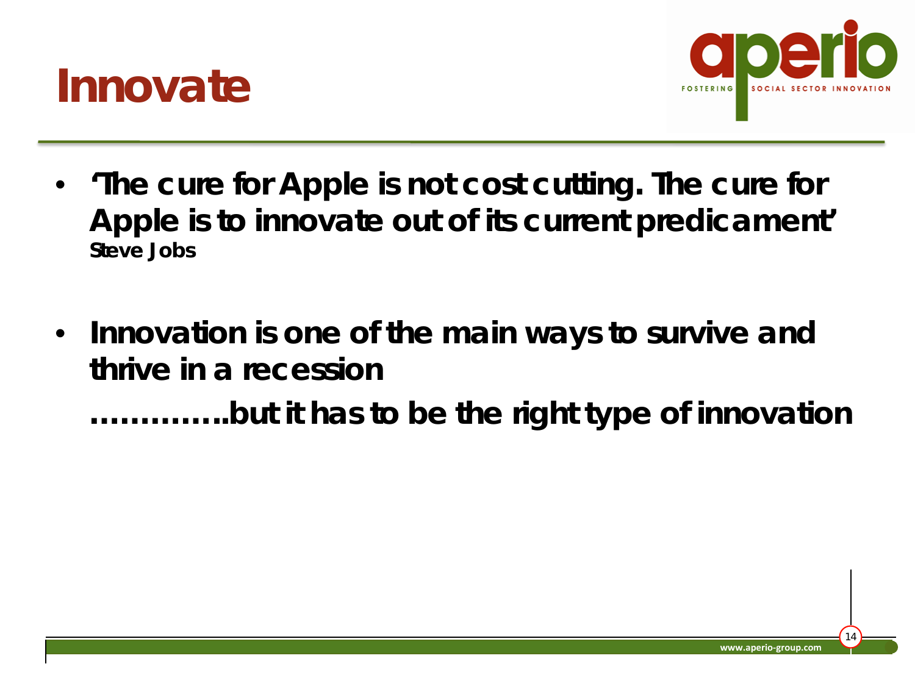# Innovate

- **'The cure for Apple is not cost cutting. The cure for Apple is to innovate out of its current predicament'**
  **Steve Jobs**

- **Innovation is one of the main ways to survive and thrive in a recession**
  **…………..but it has to be the right type of innovation**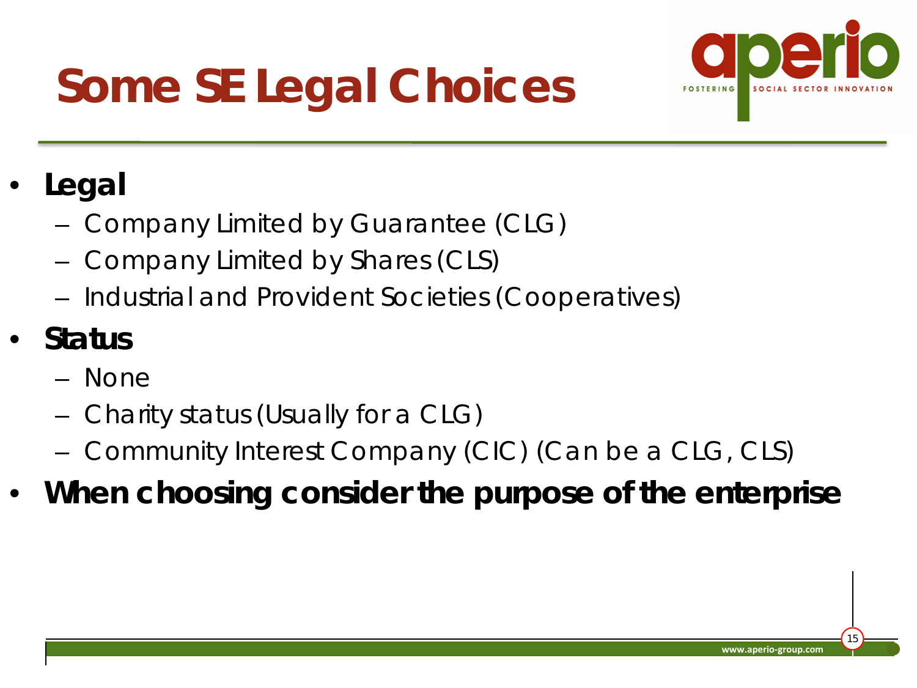# Some SE Legal Choices

- **Legal**
  - Company Limited by Guarantee (CLG)
  - Company Limited by Shares (CLS)
  - Industrial and Provident Societies (Cooperatives)
- **Status**
  - None
  - Charity status (Usually for a CLG)
  - Community Interest Company (CIC) (Can be a CLG, CLS)
- **When choosing consider the purpose of the enterprise**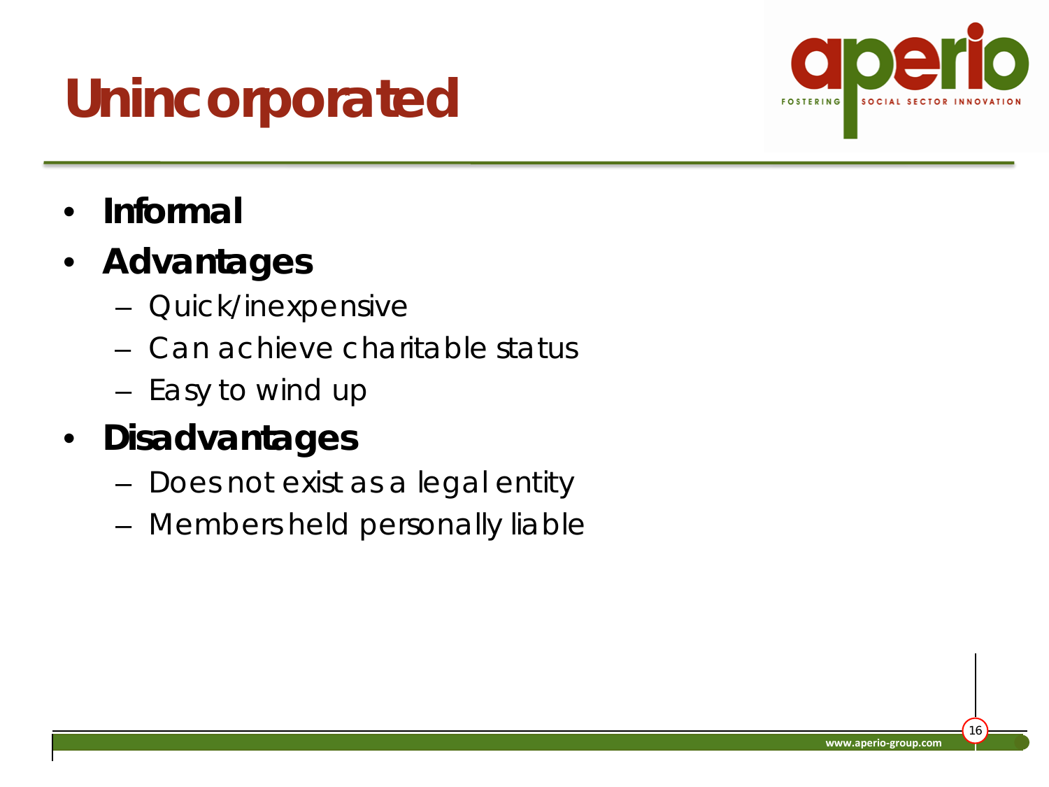# Unincorporated

- **Informal**
- **Advantages**
  - Quick/inexpensive
  - Can achieve charitable status
  - Easy to wind up
- **Disadvantages**
  - Does not exist as a legal entity
  - Members held personally liable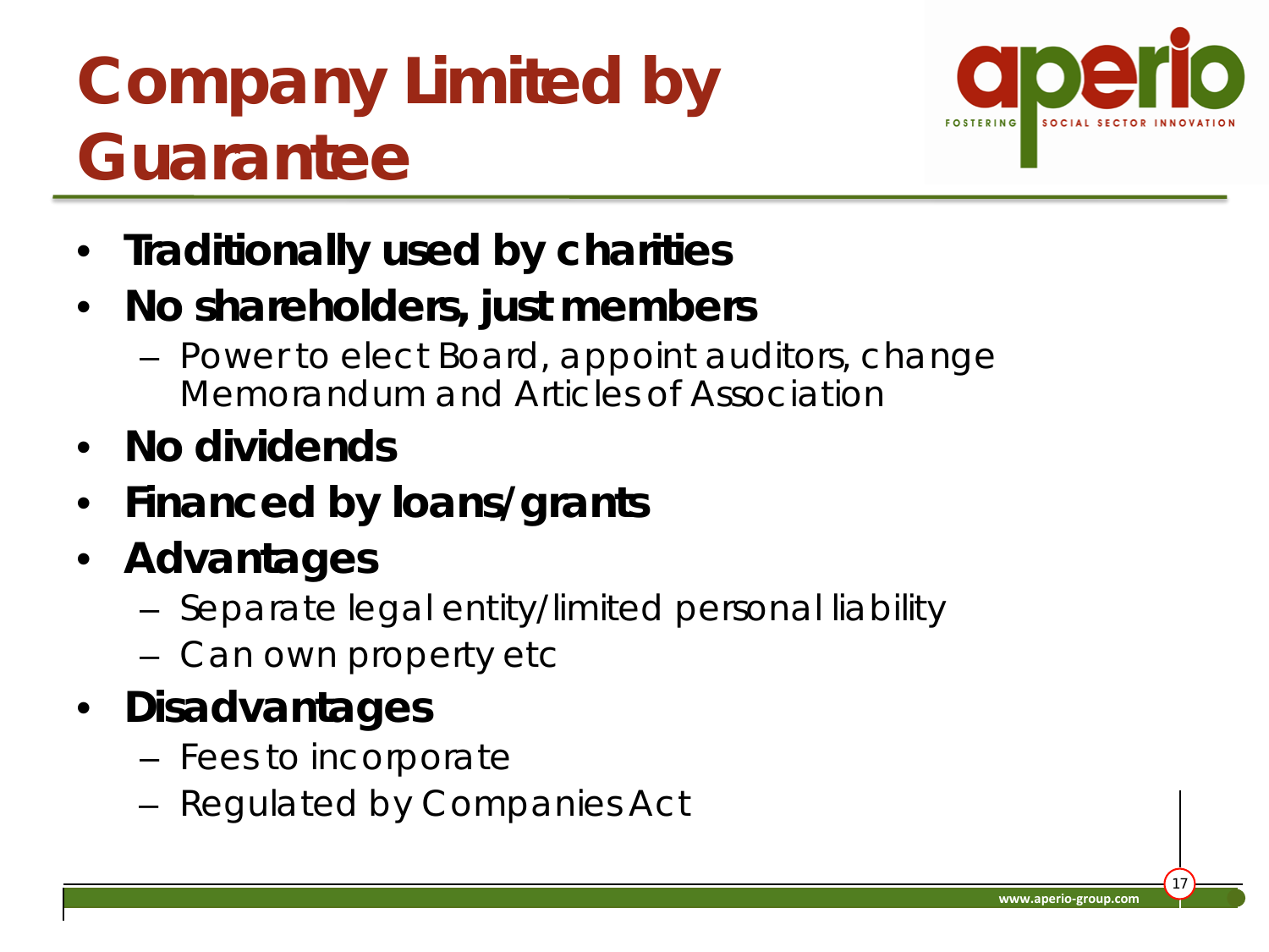# Company Limited by Guarantee

- **Traditionally used by charities**
- **No shareholders, just members**
  - Power to elect Board, appoint auditors, change Memorandum and Articles of Association
- **No dividends**
- **Financed by loans/grants**
- **Advantages**
  - Separate legal entity/limited personal liability
  - Can own property etc
- **Disadvantages**
  - Fees to incorporate
  - Regulated by Companies Act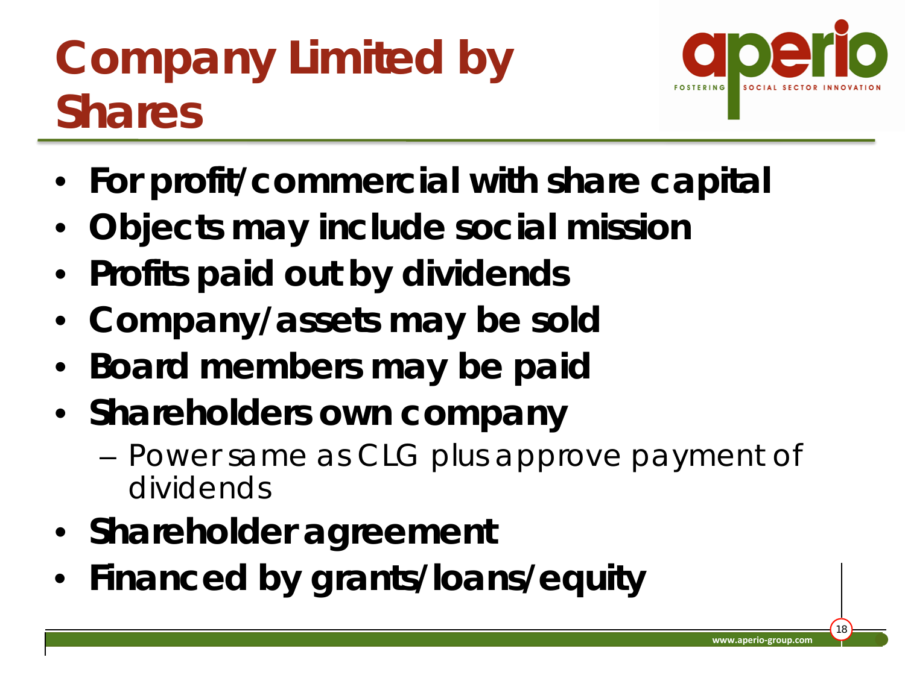# Company Limited by Shares

- **For profit/commercial with share capital**
- **Objects may include social mission**
- **Profits paid out by dividends**
- **Company/assets may be sold**
- **Board members may be paid**
- **Shareholders own company**
  - Power same as CLG plus approve payment of dividends
- **Shareholder agreement**
- **Financed by grants/loans/equity**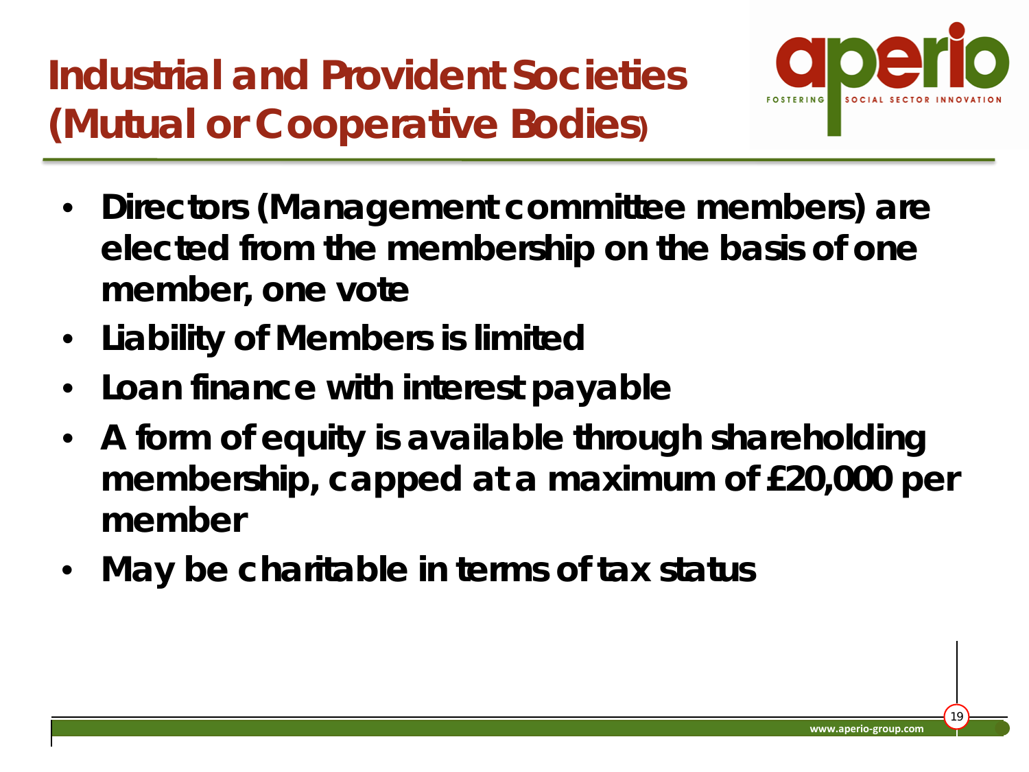# Industrial and Provident Societies (Mutual or Cooperative Bodies)

- **Directors (Management committee members) are elected from the membership on the basis of one member, one vote**
- **Liability of Members is limited**
- **Loan finance with interest payable**
- **A form of equity is available through shareholding membership, capped at a maximum of £20,000 per member**
- **May be charitable in terms of tax status**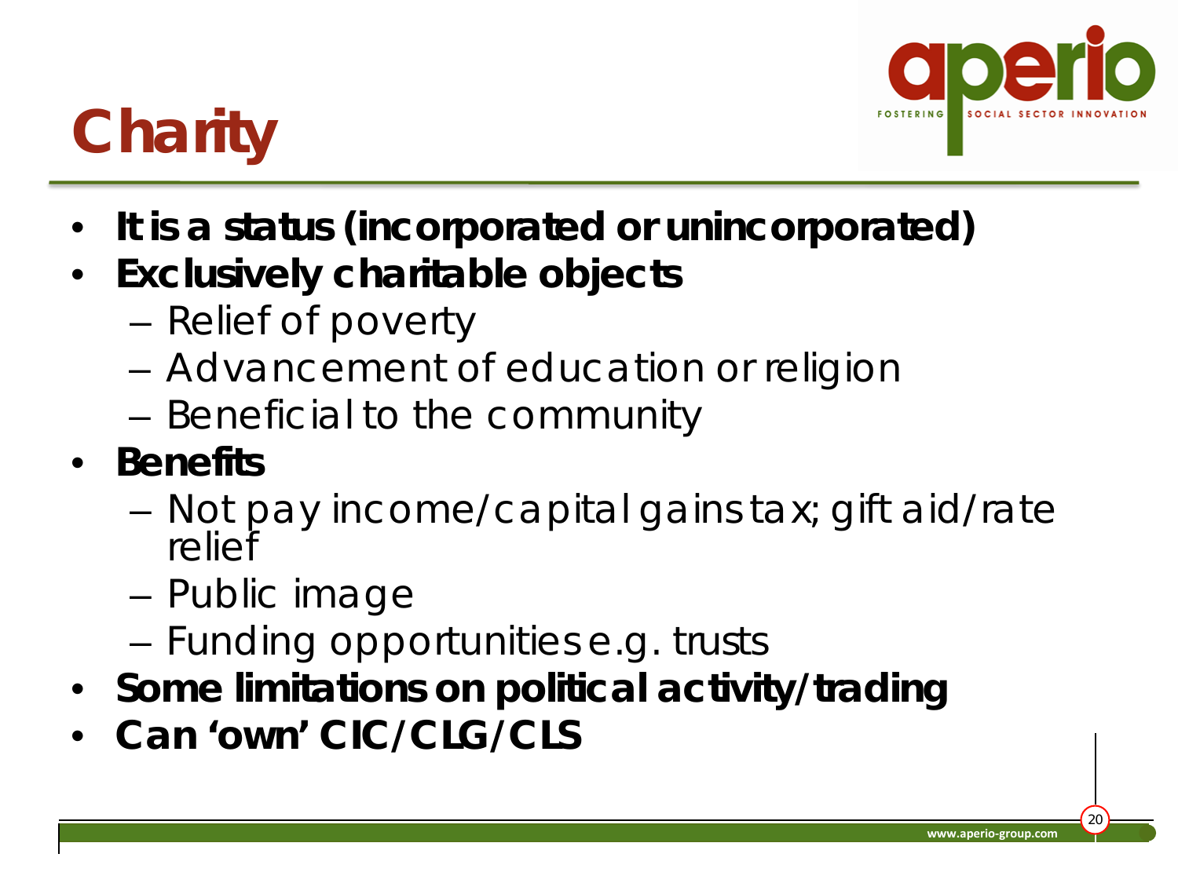# Charity

- **It is a status (incorporated or unincorporated)**
- **Exclusively charitable objects**
  - Relief of poverty
  - Advancement of education or religion
  - Beneficial to the community
- **Benefits**
  - Not pay income/capital gains tax; gift aid/rate relief
  - Public image
  - Funding opportunities e.g. trusts
- **Some limitations on political activity/trading**
- **Can 'own' CIC/CLG/CLS**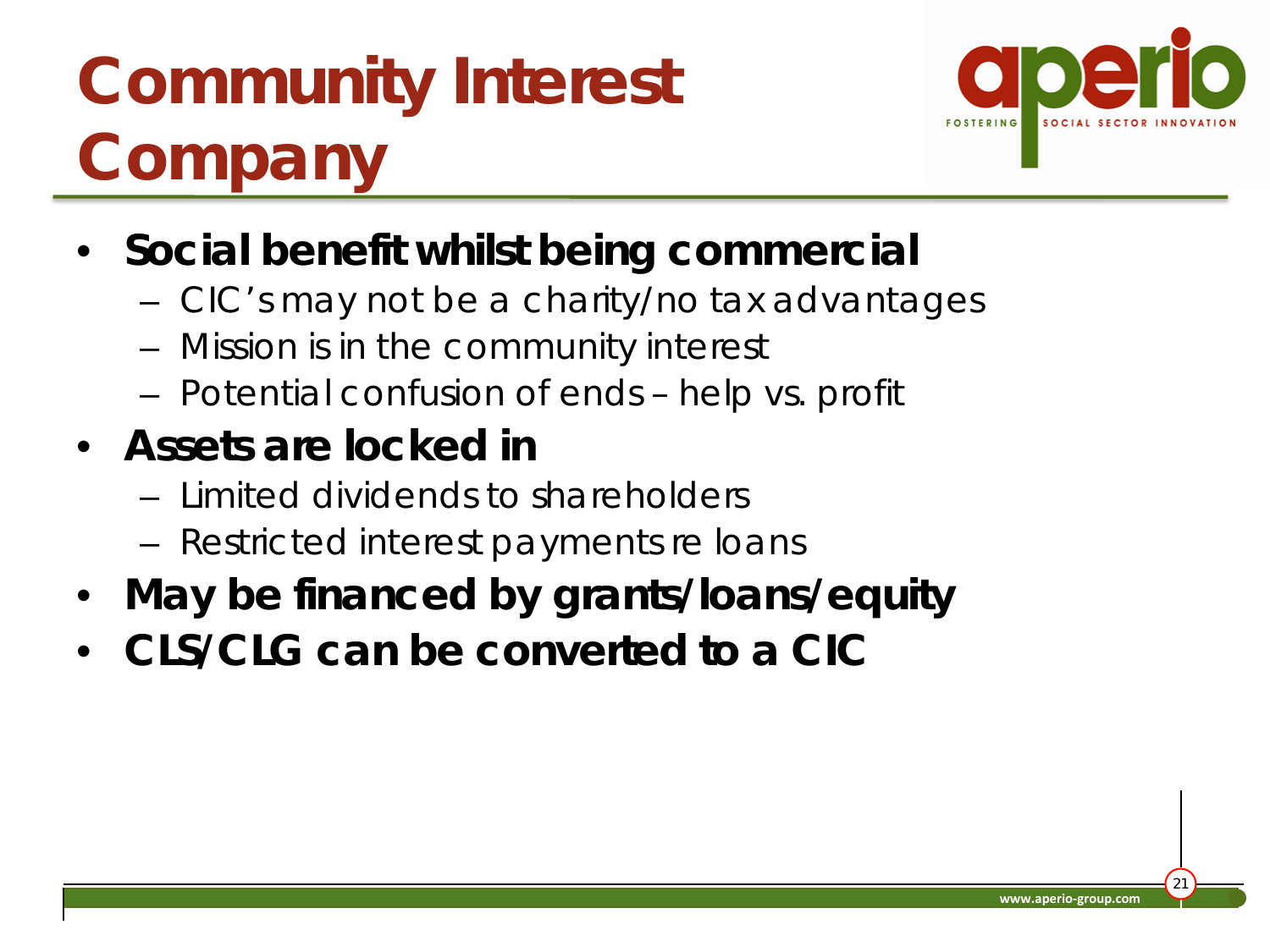# Community Interest Company

- **Social benefit whilst being commercial**
  - CIC's may not be a charity/no tax advantages
  - Mission is in the community interest
  - Potential confusion of ends – help vs. profit
- **Assets are locked in**
  - Limited dividends to shareholders
  - Restricted interest payments re loans
- **May be financed by grants/loans/equity**
- **CLS/CLG can be converted to a CIC**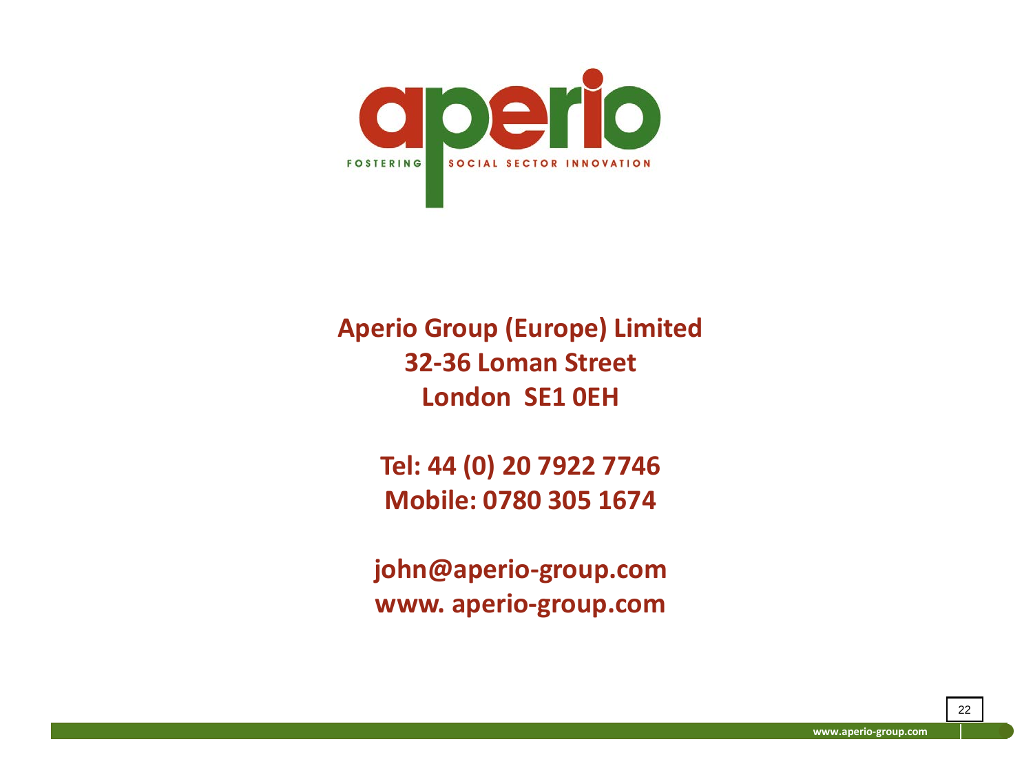aperio

FOSTERING SOCIAL SECTOR INNOVATION

**Aperio Group (Europe) Limited**
**32-36 Loman Street**
**London SE1 0EH**

**Tel: 44 (0) 20 7922 7746**
**Mobile: 0780 305 1674**

**john@aperio-group.com**
**www. aperio-group.com**